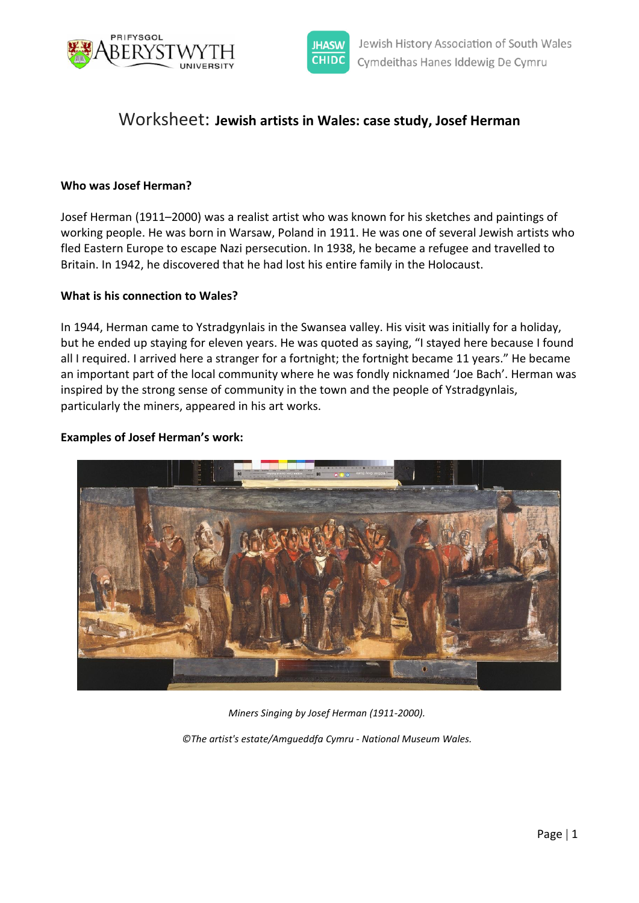# Worksheet: **Jewish artists in Wales: case study, Josef Herman**

**Who was Josef Herman?**

Josef Herman (1911–2000) was a realist artist who was known for his sketches and paintings of working people. He was born in Warsaw, Poland in 1911. He was one of several Jewish artists who fled Eastern Europe to escape Nazi persecution. In 1938, he became a refugee and travelled to Britain. In 1942, he discovered that he had lost his entire family in the Holocaust.

**What is his connection to Wales?**

In 1944, Herman came to Ystradgynlais in the Swansea valley. His visit was initially for a holiday, but he ended up staying for eleven years. He was quoted as saying, “I stayed here because I found all I required. I arrived here a stranger for a fortnight; the fortnight became 11 years.” He became an important part of the local community where he was fondly nicknamed ‘Joe Bach’. Herman was inspired by the strong sense of community in the town and the people of Ystradgynlais, particularly the miners, appeared in his art works.

**Examples of Josef Herman’s work:**

*Miners Singing by Josef Herman (1911-2000).*

*©The artist's estate/Amgueddfa Cymru - National Museum Wales.*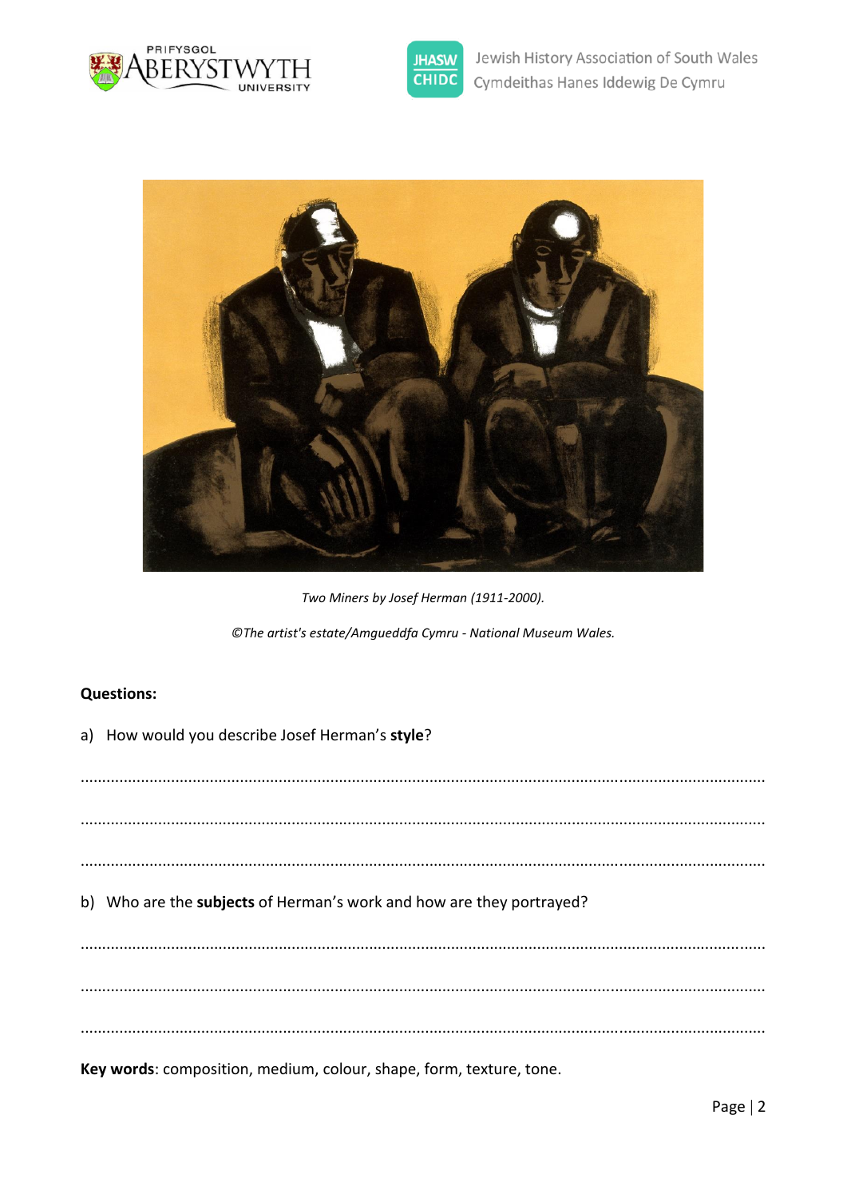*Two Miners by Josef Herman (1911-2000).*

*©The artist's estate/Amgueddfa Cymru - National Museum Wales.*

**Questions:**

a) How would you describe Josef Herman's **style**?

..............................................................................................................................................

..............................................................................................................................................

..............................................................................................................................................

b) Who are the **subjects** of Herman's work and how are they portrayed?

..............................................................................................................................................

..............................................................................................................................................

..............................................................................................................................................

**Key words**: composition, medium, colour, shape, form, texture, tone.